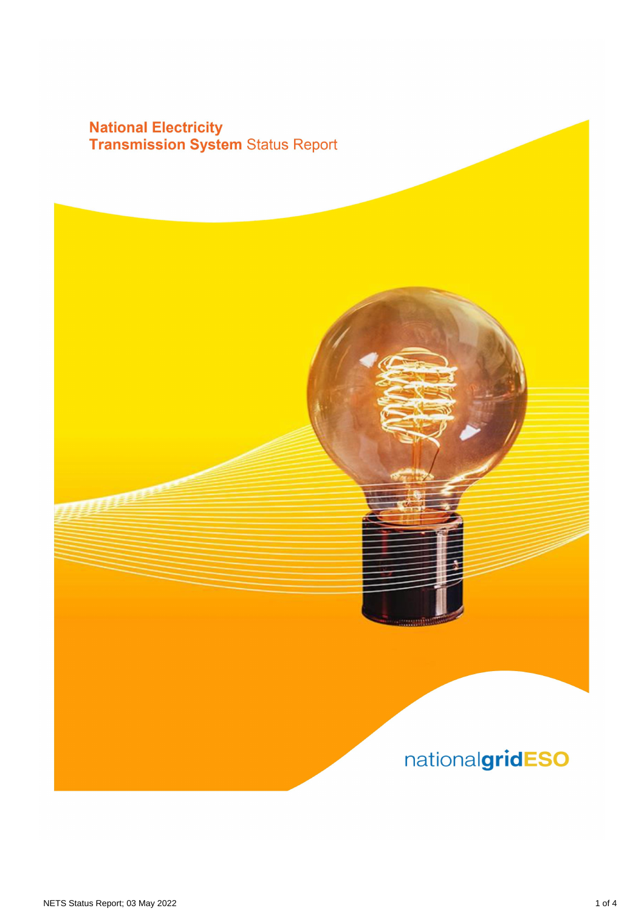# National Electricity Transmission System Status Report

nationalgridESO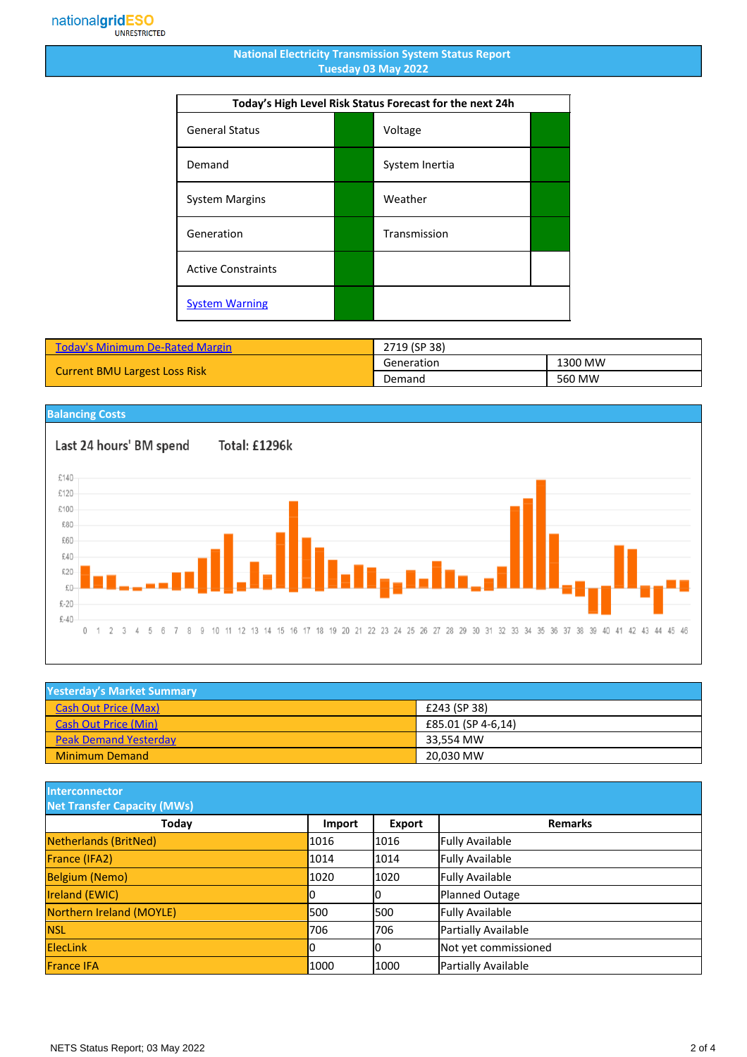nationalgridESO
UNRESTRICTED

# National Electricity Transmission System Status Report
## Tuesday 03 May 2022

| Today's High Level Risk Status Forecast for the next 24h | | | |
|---|---|---|---|
| General Status | | Voltage | |
| Demand | | System Inertia | |
| System Margins | | Weather | |
| Generation | | Transmission | |
| Active Constraints | | | |
| System Warning | | | |

| | | |
|---|---|---|
| Today's Minimum De-Rated Margin | 2719 (SP 38) | |
| Current BMU Largest Loss Risk | Generation | 1300 MW |
| | Demand | 560 MW |

## Balancing Costs

Last 24 hours' BM spend    Total: £1296k

## Yesterday's Market Summary

| | |
|---|---|
| Cash Out Price (Max) | £243 (SP 38) |
| Cash Out Price (Min) | £85.01 (SP 4-6,14) |
| Peak Demand Yesterday | 33,554 MW |
| Minimum Demand | 20,030 MW |

## Interconnector Net Transfer Capacity (MWs)

| Today | Import | Export | Remarks |
|---|---|---|---|
| Netherlands (BritNed) | 1016 | 1016 | Fully Available |
| France (IFA2) | 1014 | 1014 | Fully Available |
| Belgium (Nemo) | 1020 | 1020 | Fully Available |
| Ireland (EWIC) | 0 | 0 | Planned Outage |
| Northern Ireland (MOYLE) | 500 | 500 | Fully Available |
| NSL | 706 | 706 | Partially Available |
| ElecLink | 0 | 0 | Not yet commissioned |
| France IFA | 1000 | 1000 | Partially Available |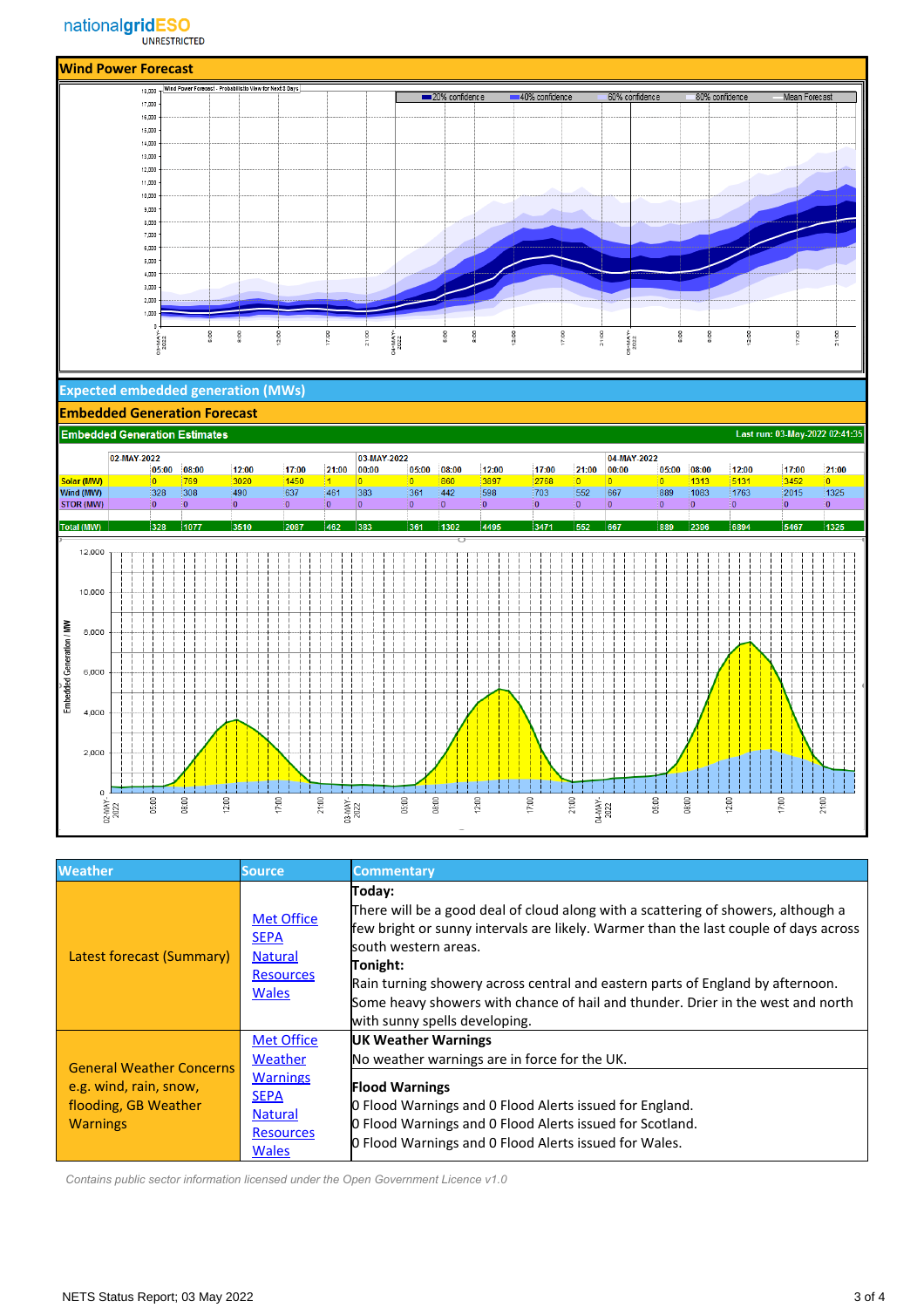## Wind Power Forecast

## Expected embedded generation (MWs)

### Embedded Generation Forecast

**Embedded Generation Estimates** — Last run: 03-May-2022 02:41:35

| | 02-MAY-2022 | | | | | 03-MAY-2022 | | | | | | 04-MAY-2022 | | | | | |
|---|---|---|---|---|---|---|---|---|---|---|---|---|---|---|---|---|---|
| | 05:00 | 08:00 | 12:00 | 17:00 | 21:00 | 00:00 | 05:00 | 08:00 | 12:00 | 17:00 | 21:00 | 00:00 | 05:00 | 08:00 | 12:00 | 17:00 | 21:00 |
| Solar (MW) | 0 | 769 | 3020 | 1450 | 1 | 0 | 0 | 860 | 3897 | 2768 | 0 | 0 | 0 | 1313 | 5131 | 3452 | 0 |
| Wind (MW) | 328 | 308 | 490 | 637 | 461 | 383 | 361 | 442 | 598 | 703 | 552 | 667 | 889 | 1083 | 1763 | 2015 | 1325 |
| STOR (MW) | 0 | 0 | 0 | 0 | 0 | 0 | 0 | 0 | 0 | 0 | 0 | 0 | 0 | 0 | 0 | 0 | 0 |
| Total (MW) | 328 | 1077 | 3510 | 2087 | 462 | 383 | 361 | 1302 | 4495 | 3471 | 552 | 667 | 889 | 2396 | 6894 | 5467 | 1325 |

| Weather | Source | Commentary |
|---|---|---|
| Latest forecast (Summary) | Met Office<br>SEPA<br>Natural Resources Wales | **Today:**<br>There will be a good deal of cloud along with a scattering of showers, although a few bright or sunny intervals are likely. Warmer than the last couple of days across south western areas.<br>**Tonight:**<br>Rain turning showery across central and eastern parts of England by afternoon. Some heavy showers with chance of hail and thunder. Drier in the west and north with sunny spells developing. |
| General Weather Concerns e.g. wind, rain, snow, flooding, GB Weather Warnings | Met Office Weather Warnings<br>SEPA<br>Natural Resources Wales | **UK Weather Warnings**<br>No weather warnings are in force for the UK.<br>**Flood Warnings**<br>0 Flood Warnings and 0 Flood Alerts issued for England.<br>0 Flood Warnings and 0 Flood Alerts issued for Scotland.<br>0 Flood Warnings and 0 Flood Alerts issued for Wales. |

*Contains public sector information licensed under the Open Government Licence v1.0*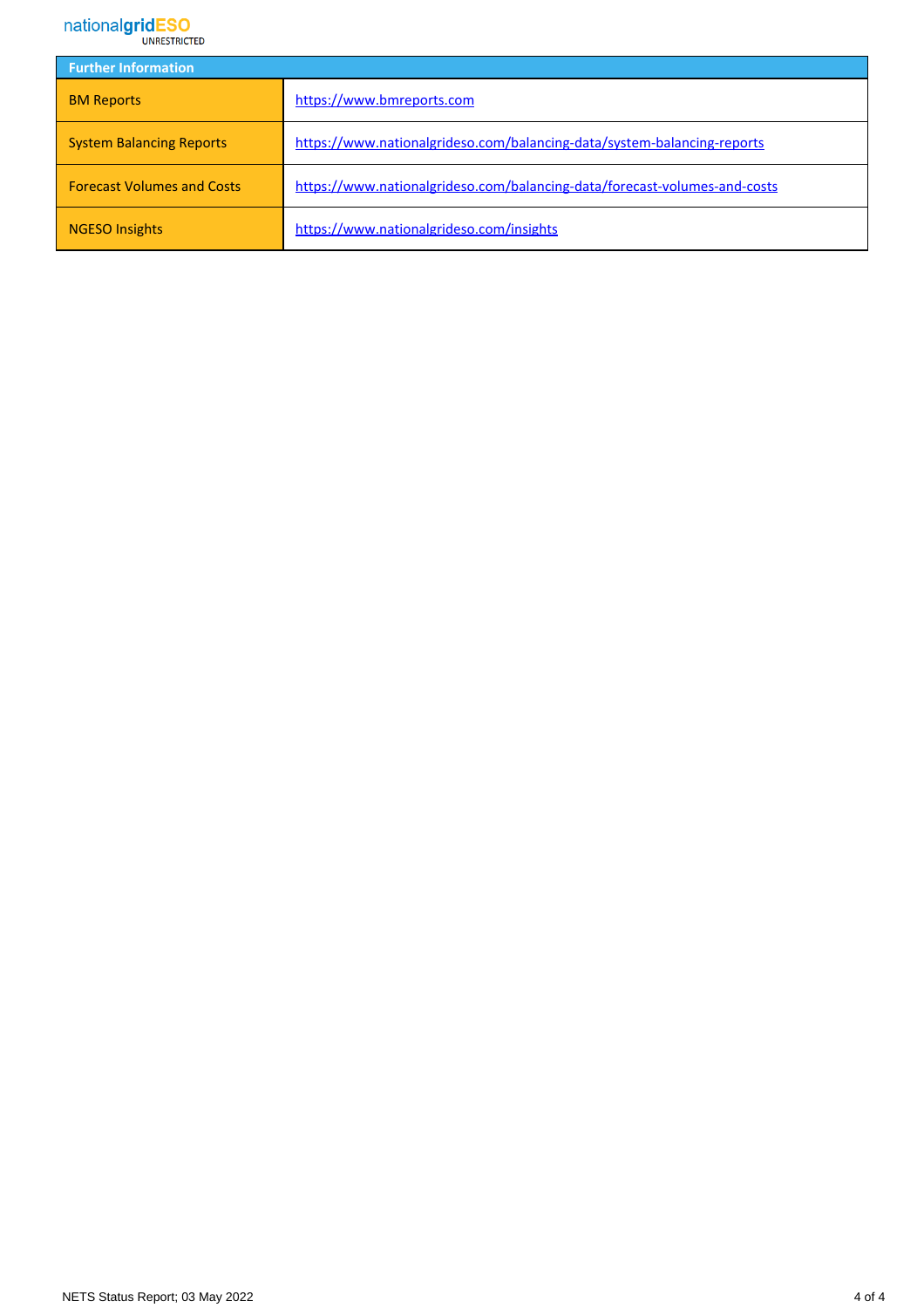| Further Information | |
|---|---|
| BM Reports | https://www.bmreports.com |
| System Balancing Reports | https://www.nationalgrideso.com/balancing-data/system-balancing-reports |
| Forecast Volumes and Costs | https://www.nationalgrideso.com/balancing-data/forecast-volumes-and-costs |
| NGESO Insights | https://www.nationalgrideso.com/insights |